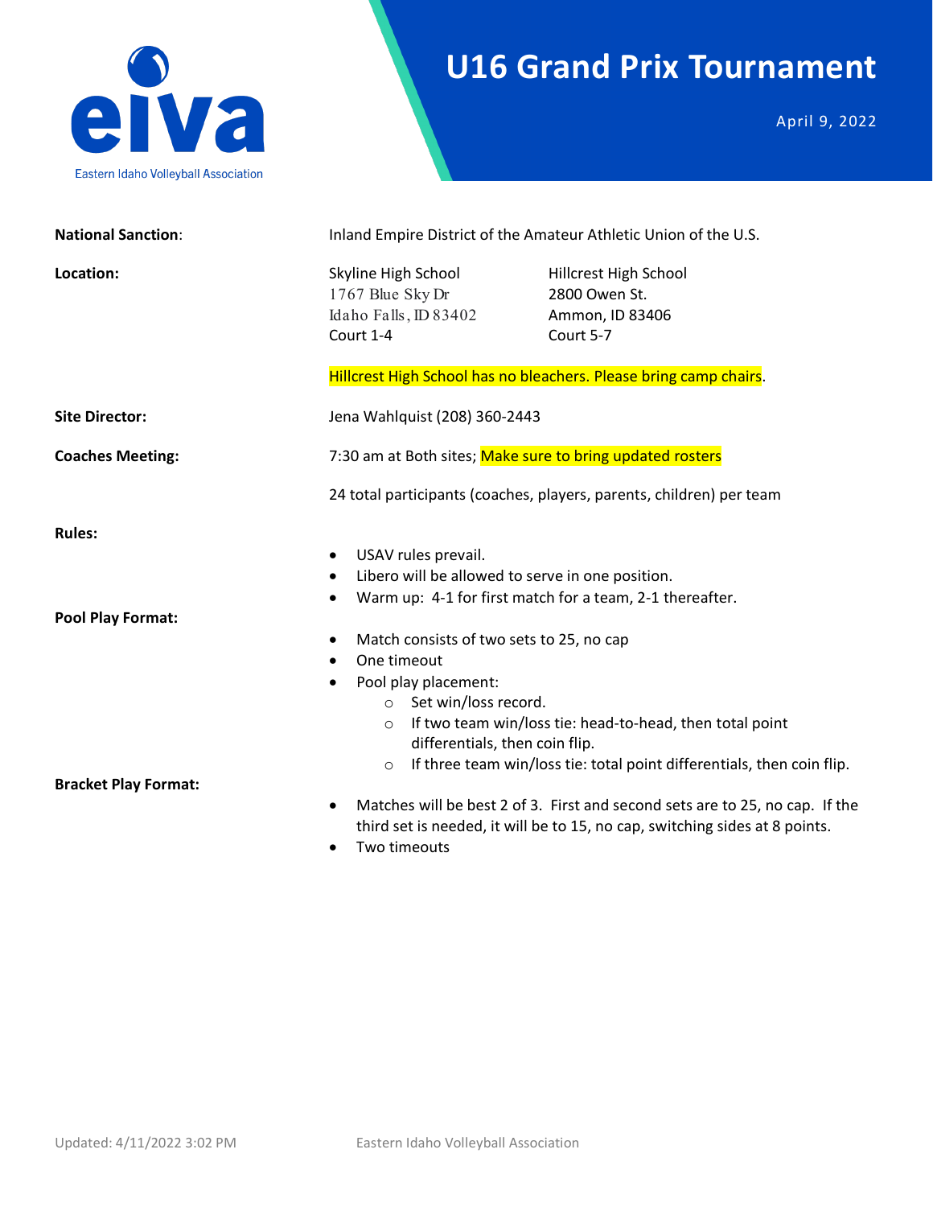eiva

Eastern Idaho Volleyball Association

# U16 Grand Prix Tournament

April 9, 2022

**National Sanction**: Inland Empire District of the Amateur Athletic Union of the U.S.

**Location:**

| Skyline High School | Hillcrest High School |
|---|---|
| 1767 Blue Sky Dr | 2800 Owen St. |
| Idaho Falls, ID 83402 | Ammon, ID 83406 |
| Court 1-4 | Court 5-7 |

Hillcrest High School has no bleachers. Please bring camp chairs.

**Site Director:** Jena Wahlquist (208) 360-2443

**Coaches Meeting:** 7:30 am at Both sites; Make sure to bring updated rosters

24 total participants (coaches, players, parents, children) per team

**Rules:**

- USAV rules prevail.
- Libero will be allowed to serve in one position.
- Warm up: 4-1 for first match for a team, 2-1 thereafter.

**Pool Play Format:**

- Match consists of two sets to 25, no cap
- One timeout
- Pool play placement:
  - Set win/loss record.
  - If two team win/loss tie: head-to-head, then total point differentials, then coin flip.
  - If three team win/loss tie: total point differentials, then coin flip.

**Bracket Play Format:**

- Matches will be best 2 of 3. First and second sets are to 25, no cap. If the third set is needed, it will be to 15, no cap, switching sides at 8 points.
- Two timeouts

Updated: 4/11/2022 3:02 PM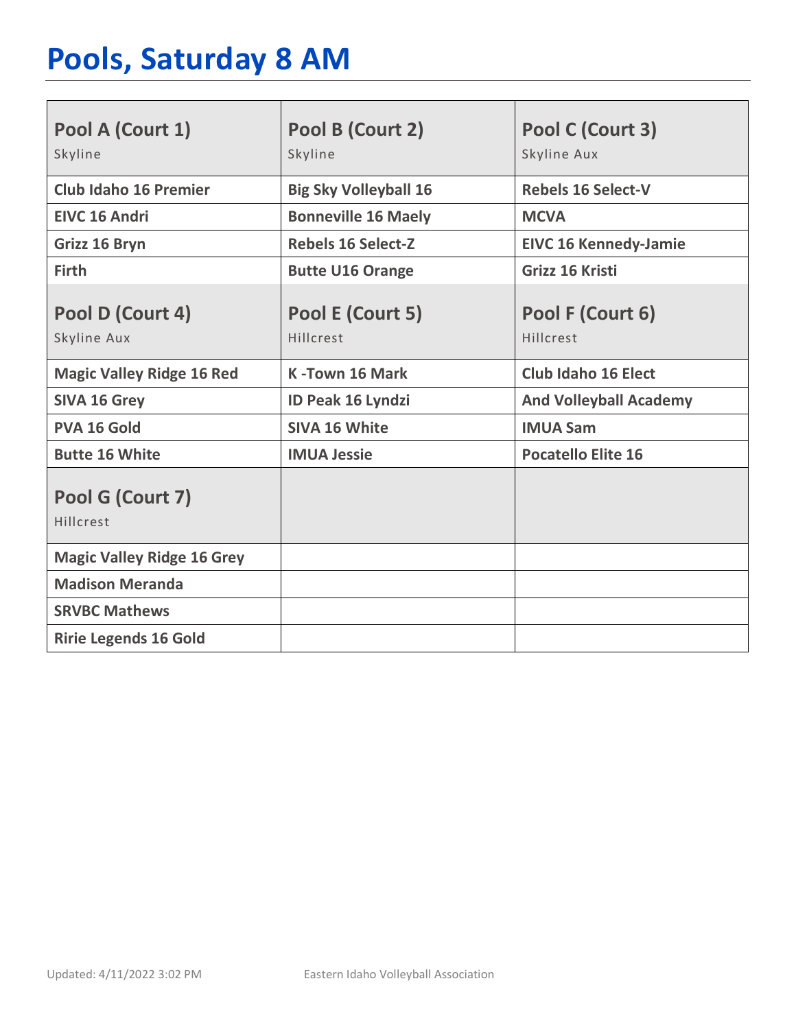# Pools, Saturday 8 AM

| Pool A (Court 1)<br>Skyline | Pool B (Court 2)<br>Skyline | Pool C (Court 3)<br>Skyline Aux |
|---|---|---|
| **Club Idaho 16 Premier** | **Big Sky Volleyball 16** | **Rebels 16 Select-V** |
| **EIVC 16 Andri** | **Bonneville 16 Maely** | **MCVA** |
| **Grizz 16 Bryn** | **Rebels 16 Select-Z** | **EIVC 16 Kennedy-Jamie** |
| **Firth** | **Butte U16 Orange** | **Grizz 16 Kristi** |
| **Pool D (Court 4)**<br>Skyline Aux | **Pool E (Court 5)**<br>Hillcrest | **Pool F (Court 6)**<br>Hillcrest |
| **Magic Valley Ridge 16 Red** | **K -Town 16 Mark** | **Club Idaho 16 Elect** |
| **SIVA 16 Grey** | **ID Peak 16 Lyndzi** | **And Volleyball Academy** |
| **PVA 16 Gold** | **SIVA 16 White** | **IMUA Sam** |
| **Butte 16 White** | **IMUA Jessie** | **Pocatello Elite 16** |
| **Pool G (Court 7)**<br>Hillcrest | | |
| **Magic Valley Ridge 16 Grey** | | |
| **Madison Meranda** | | |
| **SRVBC Mathews** | | |
| **Ririe Legends 16 Gold** | | |

Updated: 4/11/2022 3:02 PM Eastern Idaho Volleyball Association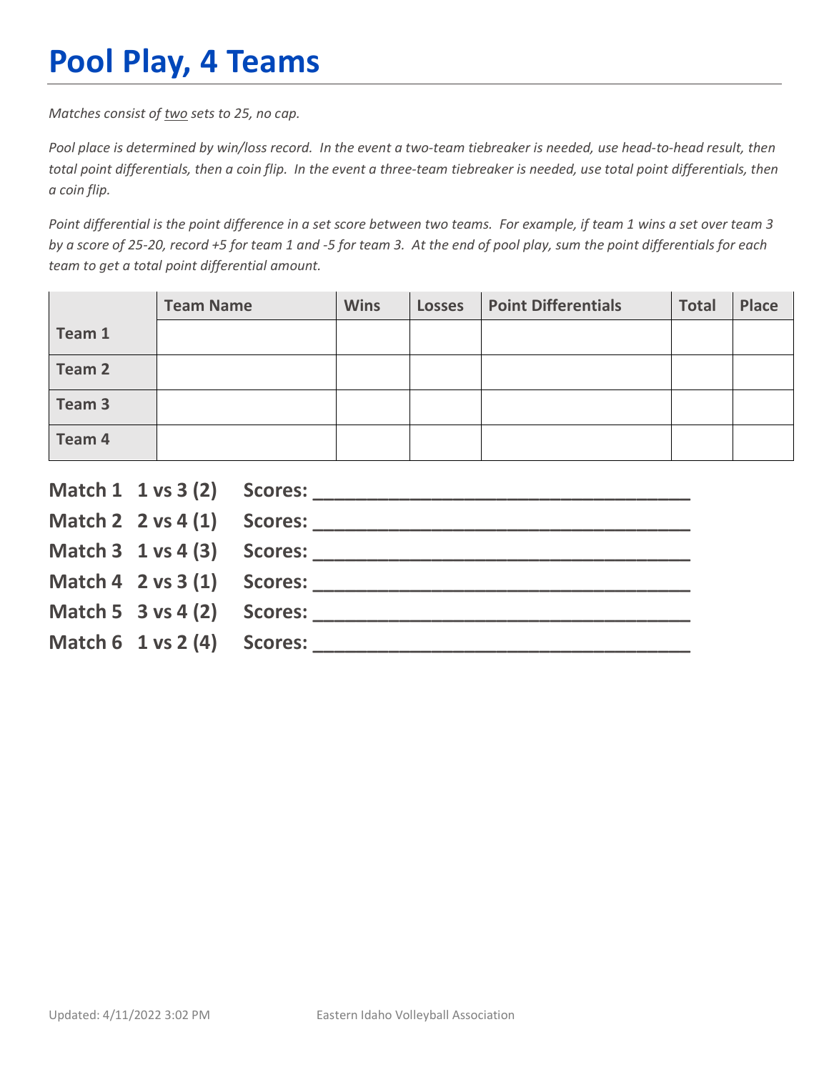# Pool Play, 4 Teams

*Matches consist of <u>two</u> sets to 25, no cap.*

*Pool place is determined by win/loss record. In the event a two-team tiebreaker is needed, use head-to-head result, then total point differentials, then a coin flip. In the event a three-team tiebreaker is needed, use total point differentials, then a coin flip.*

*Point differential is the point difference in a set score between two teams. For example, if team 1 wins a set over team 3 by a score of 25-20, record +5 for team 1 and -5 for team 3. At the end of pool play, sum the point differentials for each team to get a total point differential amount.*

| | Team Name | Wins | Losses | Point Differentials | Total | Place |
|---|---|---|---|---|---|---|
| **Team 1** | | | | | | |
| **Team 2** | | | | | | |
| **Team 3** | | | | | | |
| **Team 4** | | | | | | |

**Match 1 1 vs 3 (2) Scores: ___________________________________**

**Match 2 2 vs 4 (1) Scores: ___________________________________**

**Match 3 1 vs 4 (3) Scores: ___________________________________**

**Match 4 2 vs 3 (1) Scores: ___________________________________**

**Match 5 3 vs 4 (2) Scores: ___________________________________**

**Match 6 1 vs 2 (4) Scores: ___________________________________**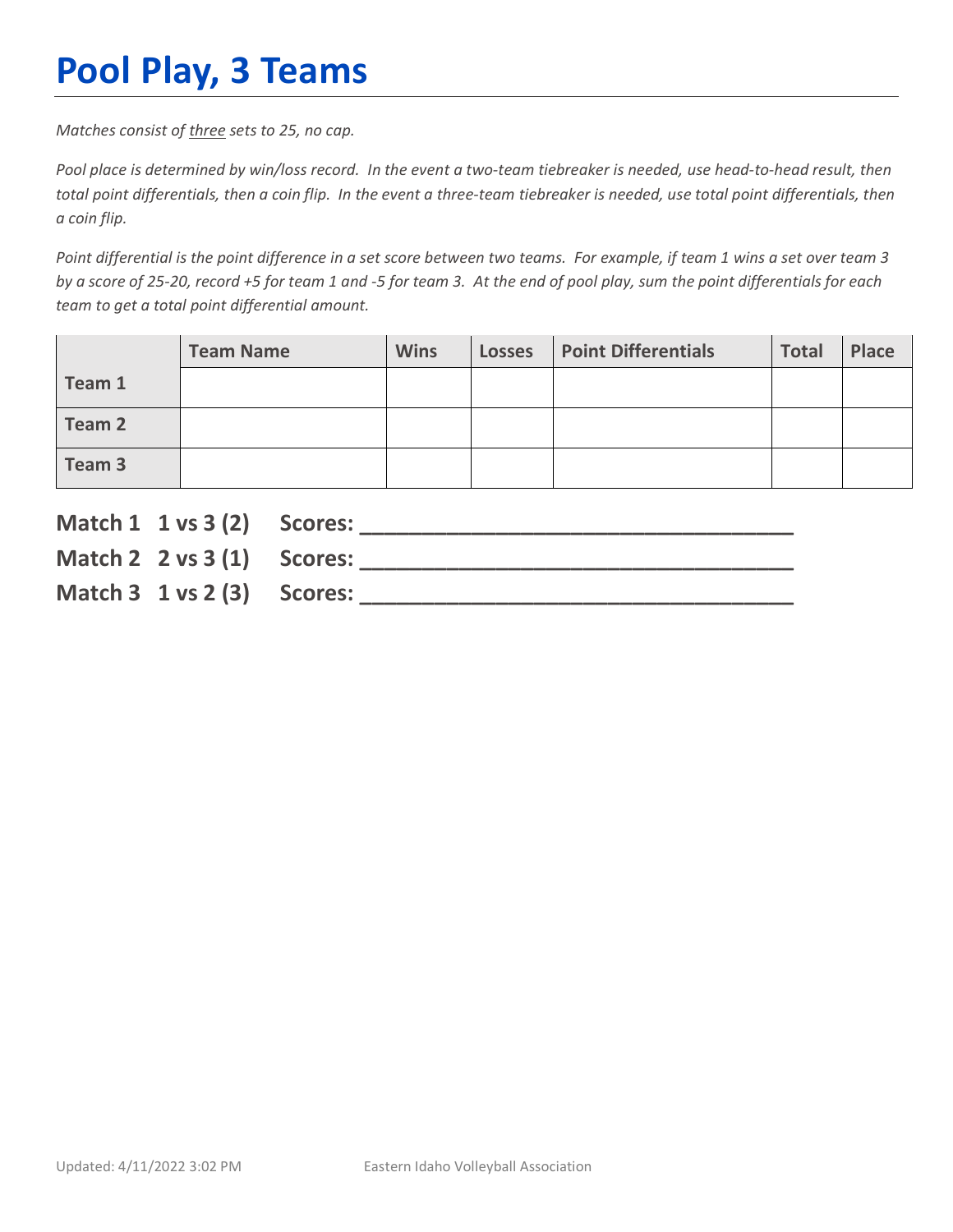# Pool Play, 3 Teams

*Matches consist of <u>three</u> sets to 25, no cap.*

*Pool place is determined by win/loss record. In the event a two-team tiebreaker is needed, use head-to-head result, then total point differentials, then a coin flip. In the event a three-team tiebreaker is needed, use total point differentials, then a coin flip.*

*Point differential is the point difference in a set score between two teams. For example, if team 1 wins a set over team 3 by a score of 25-20, record +5 for team 1 and -5 for team 3. At the end of pool play, sum the point differentials for each team to get a total point differential amount.*

| | Team Name | Wins | Losses | Point Differentials | Total | Place |
|---|---|---|---|---|---|---|
| **Team 1** | | | | | | |
| **Team 2** | | | | | | |
| **Team 3** | | | | | | |

**Match 1 1 vs 3 (2) Scores: ________________________________**

**Match 2 2 vs 3 (1) Scores: ________________________________**

**Match 3 1 vs 2 (3) Scores: ________________________________**

Updated: 4/11/2022 3:02 PM Eastern Idaho Volleyball Association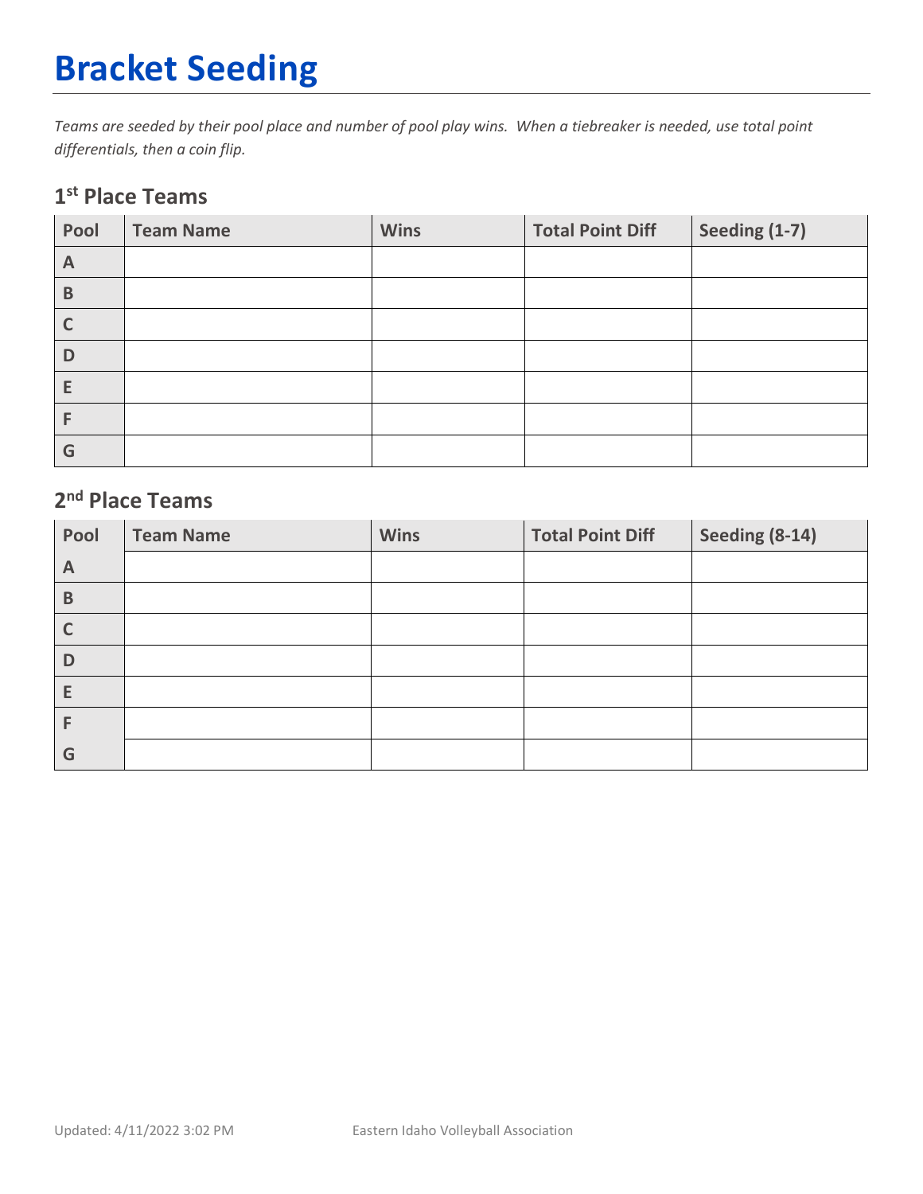# Bracket Seeding

*Teams are seeded by their pool place and number of pool play wins. When a tiebreaker is needed, use total point differentials, then a coin flip.*

## 1st Place Teams

| Pool | Team Name | Wins | Total Point Diff | Seeding (1-7) |
|---|---|---|---|---|
| A | | | | |
| B | | | | |
| C | | | | |
| D | | | | |
| E | | | | |
| F | | | | |
| G | | | | |

## 2nd Place Teams

| Pool | Team Name | Wins | Total Point Diff | Seeding (8-14) |
|---|---|---|---|---|
| A | | | | |
| B | | | | |
| C | | | | |
| D | | | | |
| E | | | | |
| F | | | | |
| G | | | | |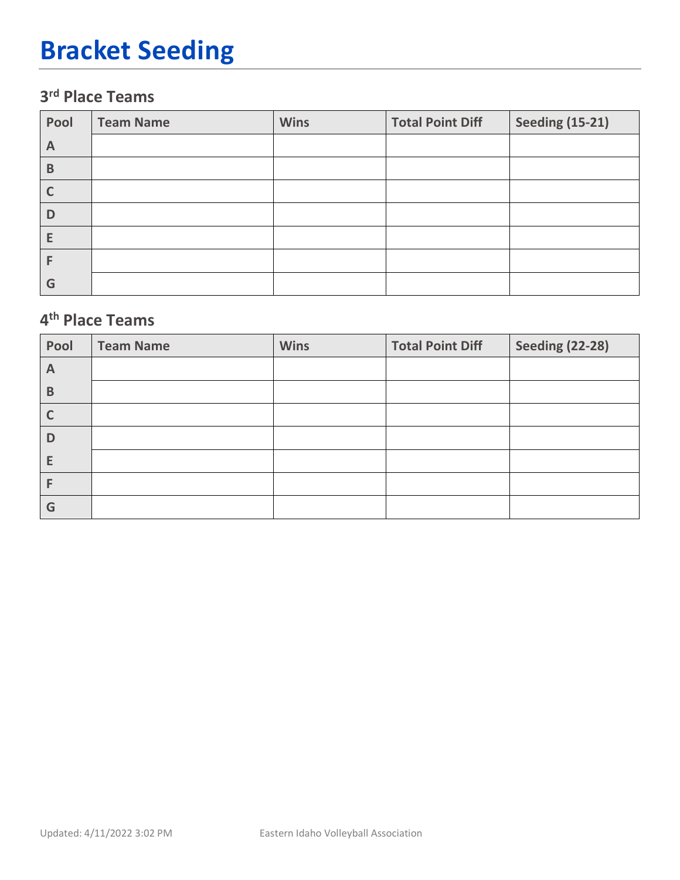# Bracket Seeding

## 3rd Place Teams

| Pool | Team Name | Wins | Total Point Diff | Seeding (15-21) |
|---|---|---|---|---|
| A | | | | |
| B | | | | |
| C | | | | |
| D | | | | |
| E | | | | |
| F | | | | |
| G | | | | |

## 4th Place Teams

| Pool | Team Name | Wins | Total Point Diff | Seeding (22-28) |
|---|---|---|---|---|
| A | | | | |
| B | | | | |
| C | | | | |
| D | | | | |
| E | | | | |
| F | | | | |
| G | | | | |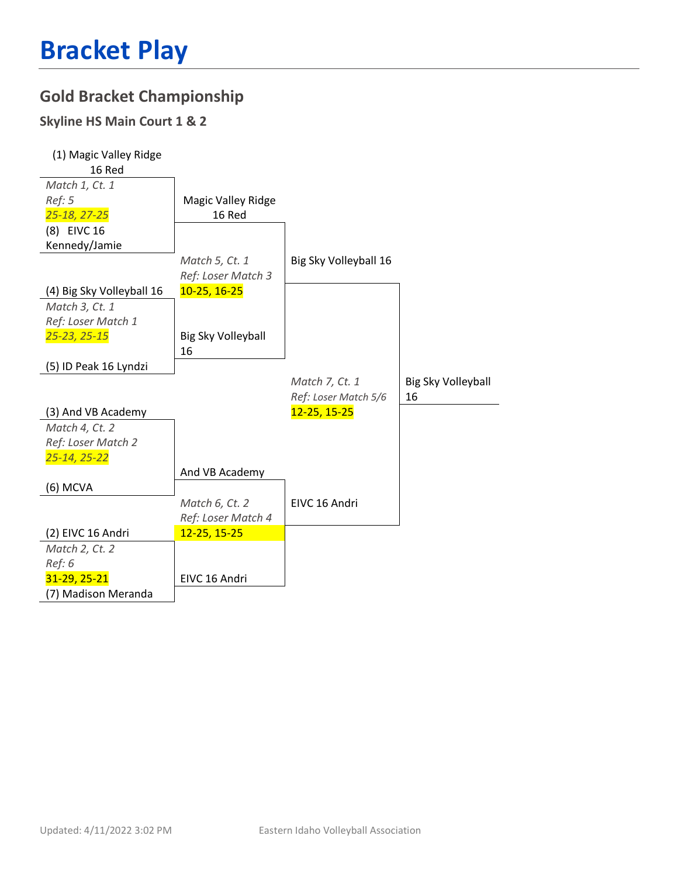# Bracket Play

## Gold Bracket Championship

### Skyline HS Main Court 1 & 2

**Round 1**

(1) Magic Valley Ridge 16 Red
*Match 1, Ct. 1*
*Ref: 5*
*25-18, 27-25*
(8) EIVC 16 Kennedy/Jamie

(4) Big Sky Volleyball 16
*Match 3, Ct. 1*
*Ref: Loser Match 1*
*25-23, 25-15*
(5) ID Peak 16 Lyndzi

(3) And VB Academy
*Match 4, Ct. 2*
*Ref: Loser Match 2*
*25-14, 25-22*
(6) MCVA

(2) EIVC 16 Andri
*Match 2, Ct. 2*
*Ref: 6*
31-29, 25-21
(7) Madison Meranda

**Semifinals**

Magic Valley Ridge 16 Red
*Match 5, Ct. 1*
*Ref: Loser Match 3*
10-25, 16-25
Big Sky Volleyball 16

And VB Academy
*Match 6, Ct. 2*
*Ref: Loser Match 4*
12-25, 15-25
EIVC 16 Andri

**Final**

Big Sky Volleyball 16
*Match 7, Ct. 1*
*Ref: Loser Match 5/6*
12-25, 15-25
EIVC 16 Andri

**Champion**

Big Sky Volleyball 16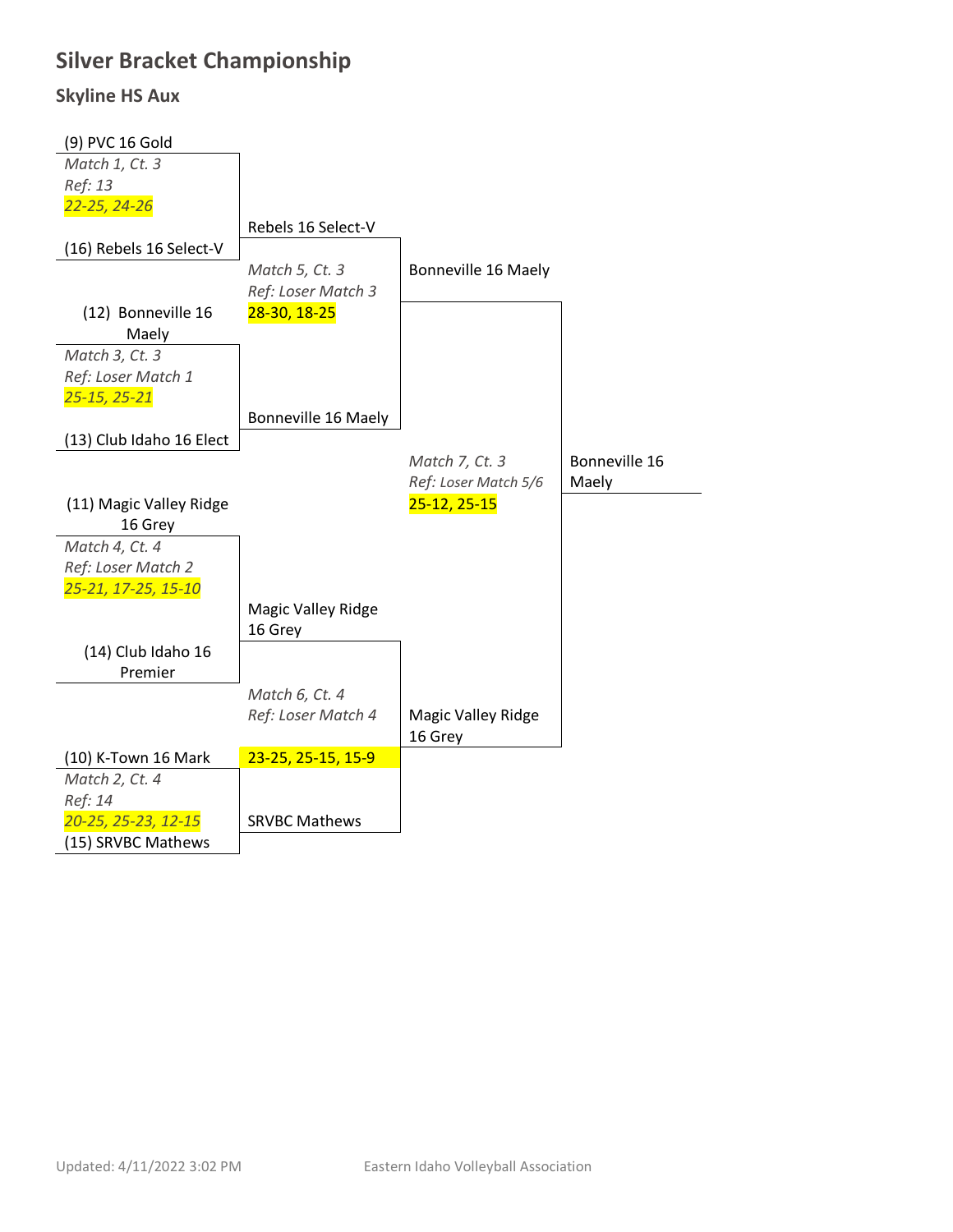# Silver Bracket Championship

## Skyline HS Aux

**Round 1**

(9) PVC 16 Gold vs (16) Rebels 16 Select-V
*Match 1, Ct. 3*
*Ref: 13*
*22-25, 24-26*

(12) Bonneville 16 Maely vs (13) Club Idaho 16 Elect
*Match 3, Ct. 3*
*Ref: Loser Match 1*
*25-15, 25-21*

(11) Magic Valley Ridge 16 Grey vs (14) Club Idaho 16 Premier
*Match 4, Ct. 4*
*Ref: Loser Match 2*
*25-21, 17-25, 15-10*

(10) K-Town 16 Mark vs (15) SRVBC Mathews
*Match 2, Ct. 4*
*Ref: 14*
*20-25, 25-23, 12-15*

**Round 2**

Rebels 16 Select-V vs Bonneville 16 Maely
*Match 5, Ct. 3*
*Ref: Loser Match 3*
28-30, 18-25

Magic Valley Ridge 16 Grey vs SRVBC Mathews
*Match 6, Ct. 4*
*Ref: Loser Match 4*
23-25, 25-15, 15-9

**Final**

Bonneville 16 Maely vs Magic Valley Ridge 16 Grey
*Match 7, Ct. 3*
*Ref: Loser Match 5/6*
25-12, 25-15

**Champion:** Bonneville 16 Maely

Updated: 4/11/2022 3:02 PM

Eastern Idaho Volleyball Association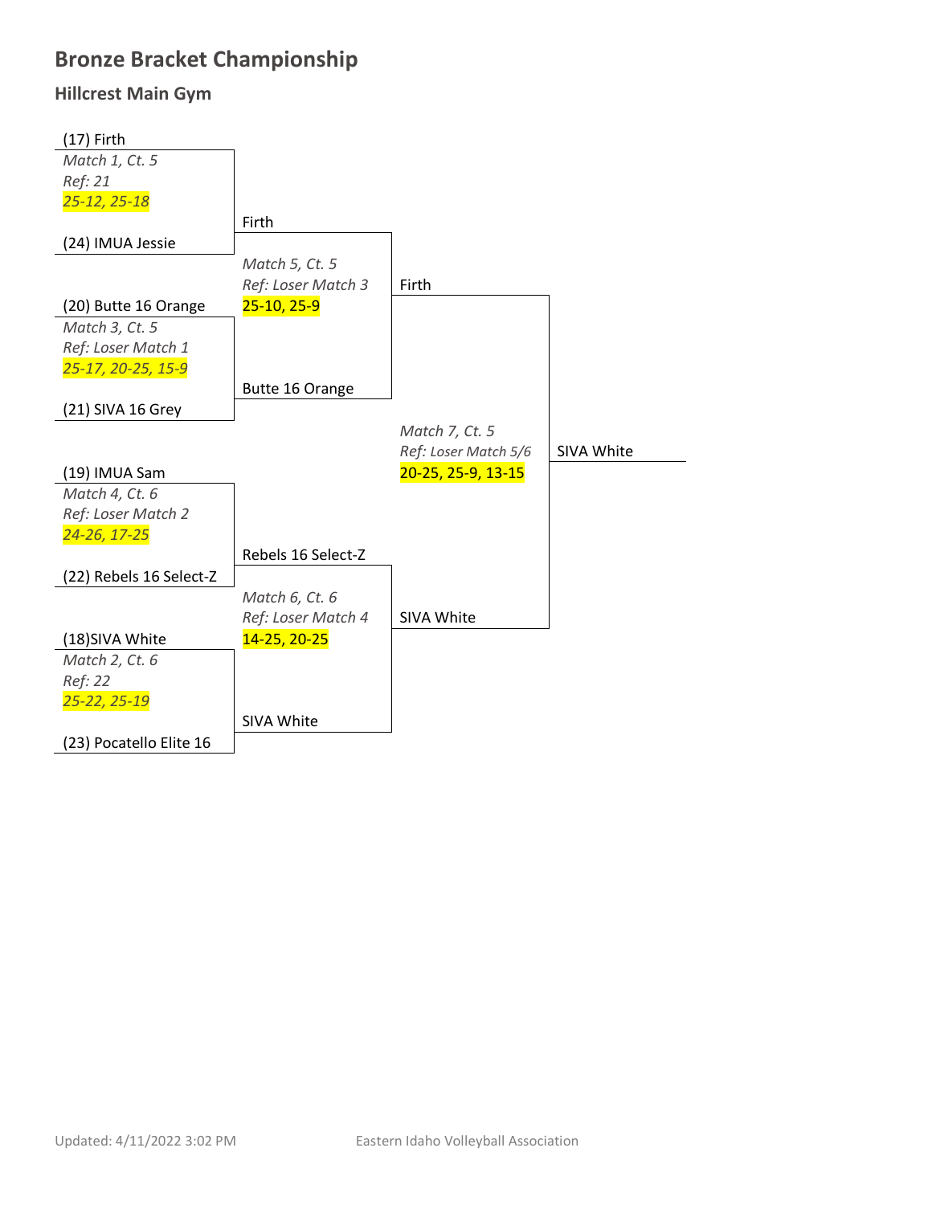# Bronze Bracket Championship

## Hillcrest Main Gym

### Round 1

**Match 1, Ct. 5**
(17) Firth vs. (24) IMUA Jessie
*Ref: 21*
*25-12, 25-18*
Winner: Firth

**Match 3, Ct. 5**
(20) Butte 16 Orange vs. (21) SIVA 16 Grey
*Ref: Loser Match 1*
*25-17, 20-25, 15-9*
Winner: Butte 16 Orange

**Match 4, Ct. 6**
(19) IMUA Sam vs. (22) Rebels 16 Select-Z
*Ref: Loser Match 2*
*24-26, 17-25*
Winner: Rebels 16 Select-Z

**Match 2, Ct. 6**
(18)SIVA White vs. (23) Pocatello Elite 16
*Ref: 22*
*25-22, 25-19*
Winner: SIVA White

### Round 2

**Match 5, Ct. 5**
Firth vs. Butte 16 Orange
*Ref: Loser Match 3*
25-10, 25-9
Winner: Firth

**Match 6, Ct. 6**
Rebels 16 Select-Z vs. SIVA White
*Ref: Loser Match 4*
14-25, 20-25
Winner: SIVA White

### Final

**Match 7, Ct. 5**
Firth vs. SIVA White
*Ref: Loser Match 5/6*
20-25, 25-9, 13-15
Winner: SIVA White

Updated: 4/11/2022 3:02 PM

Eastern Idaho Volleyball Association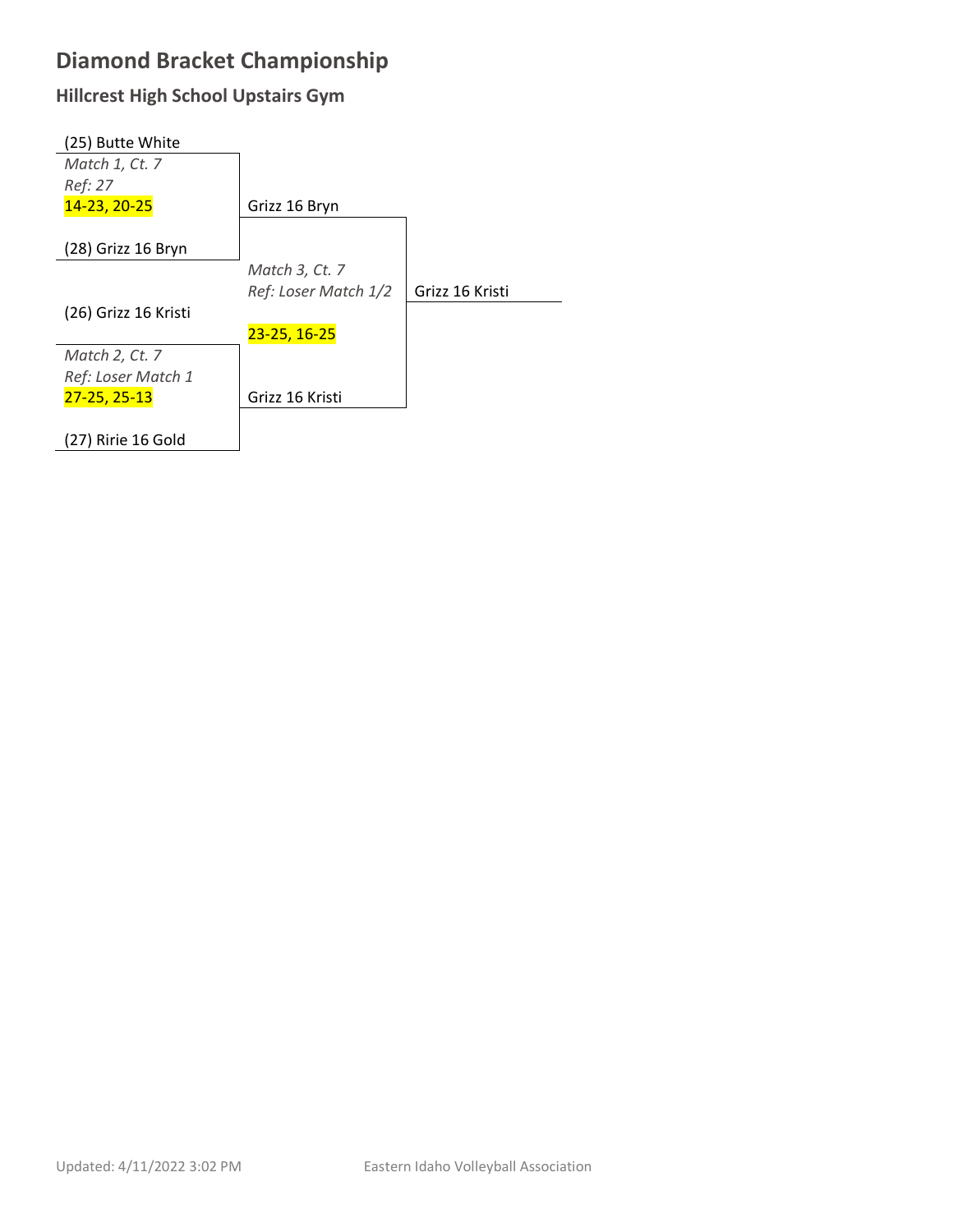# Diamond Bracket Championship

## Hillcrest High School Upstairs Gym

(25) Butte White

*Match 1, Ct. 7*
*Ref: 27*
14-23, 20-25

(28) Grizz 16 Bryn

Grizz 16 Bryn

*Match 3, Ct. 7*
*Ref: Loser Match 1/2*
23-25, 16-25

Grizz 16 Kristi

(26) Grizz 16 Kristi

*Match 2, Ct. 7*
*Ref: Loser Match 1*
27-25, 25-13

(27) Ririe 16 Gold

Grizz 16 Kristi

Updated: 4/11/2022 3:02 PM

Eastern Idaho Volleyball Association